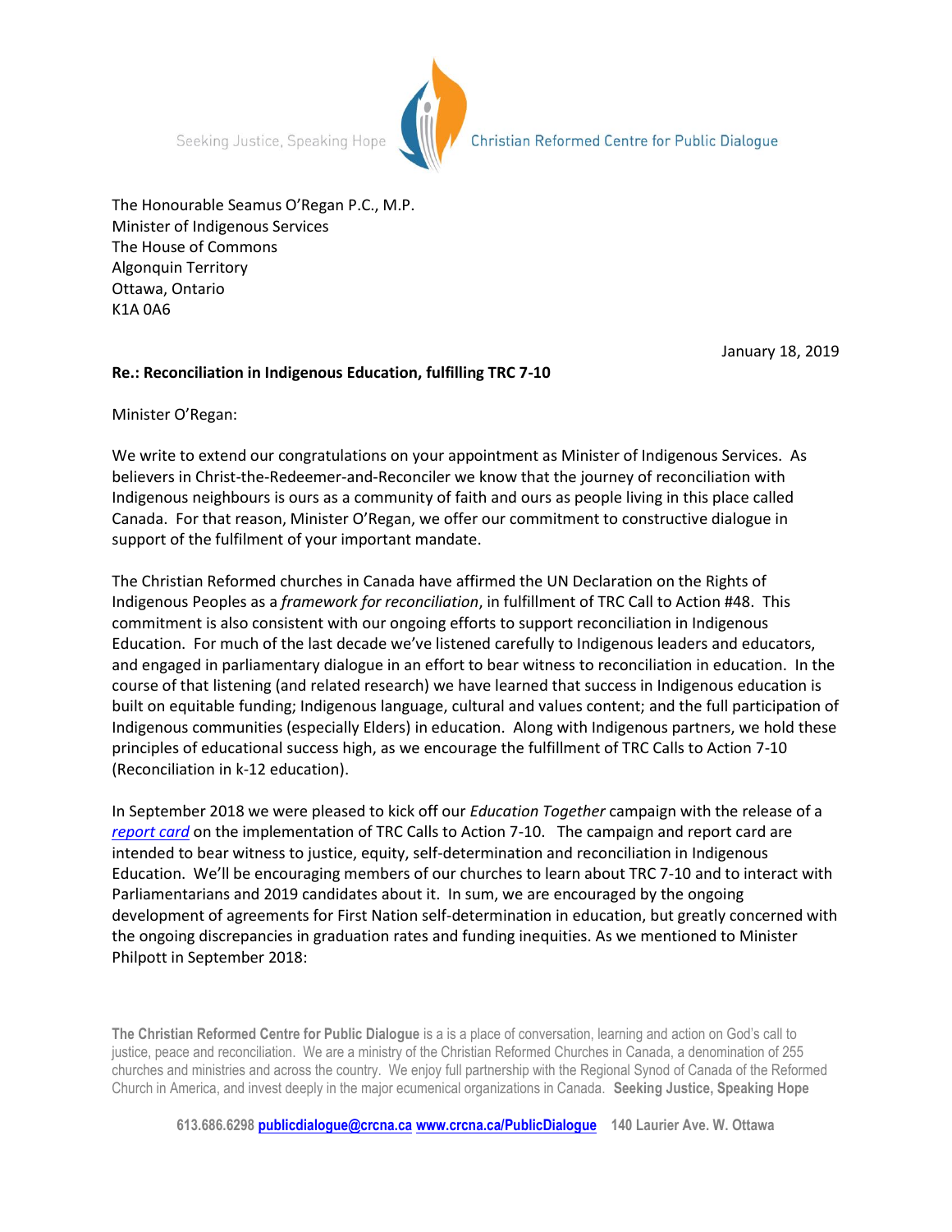Seeking Justice, Speaking Hope — Christian Reformed Centre for Public Dialogue

The Honourable Seamus O'Regan P.C., M.P.
Minister of Indigenous Services
The House of Commons
Algonquin Territory
Ottawa, Ontario
K1A 0A6

January 18, 2019

**Re.: Reconciliation in Indigenous Education, fulfilling TRC 7-10**

Minister O'Regan:

We write to extend our congratulations on your appointment as Minister of Indigenous Services. As believers in Christ-the-Redeemer-and-Reconciler we know that the journey of reconciliation with Indigenous neighbours is ours as a community of faith and ours as people living in this place called Canada. For that reason, Minister O'Regan, we offer our commitment to constructive dialogue in support of the fulfilment of your important mandate.

The Christian Reformed churches in Canada have affirmed the UN Declaration on the Rights of Indigenous Peoples as a *framework for reconciliation*, in fulfillment of TRC Call to Action #48. This commitment is also consistent with our ongoing efforts to support reconciliation in Indigenous Education. For much of the last decade we've listened carefully to Indigenous leaders and educators, and engaged in parliamentary dialogue in an effort to bear witness to reconciliation in education. In the course of that listening (and related research) we have learned that success in Indigenous education is built on equitable funding; Indigenous language, cultural and values content; and the full participation of Indigenous communities (especially Elders) in education. Along with Indigenous partners, we hold these principles of educational success high, as we encourage the fulfillment of TRC Calls to Action 7-10 (Reconciliation in k-12 education).

In September 2018 we were pleased to kick off our *Education Together* campaign with the release of a *report card* on the implementation of TRC Calls to Action 7-10. The campaign and report card are intended to bear witness to justice, equity, self-determination and reconciliation in Indigenous Education. We'll be encouraging members of our churches to learn about TRC 7-10 and to interact with Parliamentarians and 2019 candidates about it. In sum, we are encouraged by the ongoing development of agreements for First Nation self-determination in education, but greatly concerned with the ongoing discrepancies in graduation rates and funding inequities. As we mentioned to Minister Philpott in September 2018:

**The Christian Reformed Centre for Public Dialogue** is a is a place of conversation, learning and action on God's call to justice, peace and reconciliation. We are a ministry of the Christian Reformed Churches in Canada, a denomination of 255 churches and ministries and across the country. We enjoy full partnership with the Regional Synod of Canada of the Reformed Church in America, and invest deeply in the major ecumenical organizations in Canada. **Seeking Justice, Speaking Hope**

**613.686.6298 publicdialogue@crcna.ca www.crcna.ca/PublicDialogue 140 Laurier Ave. W. Ottawa**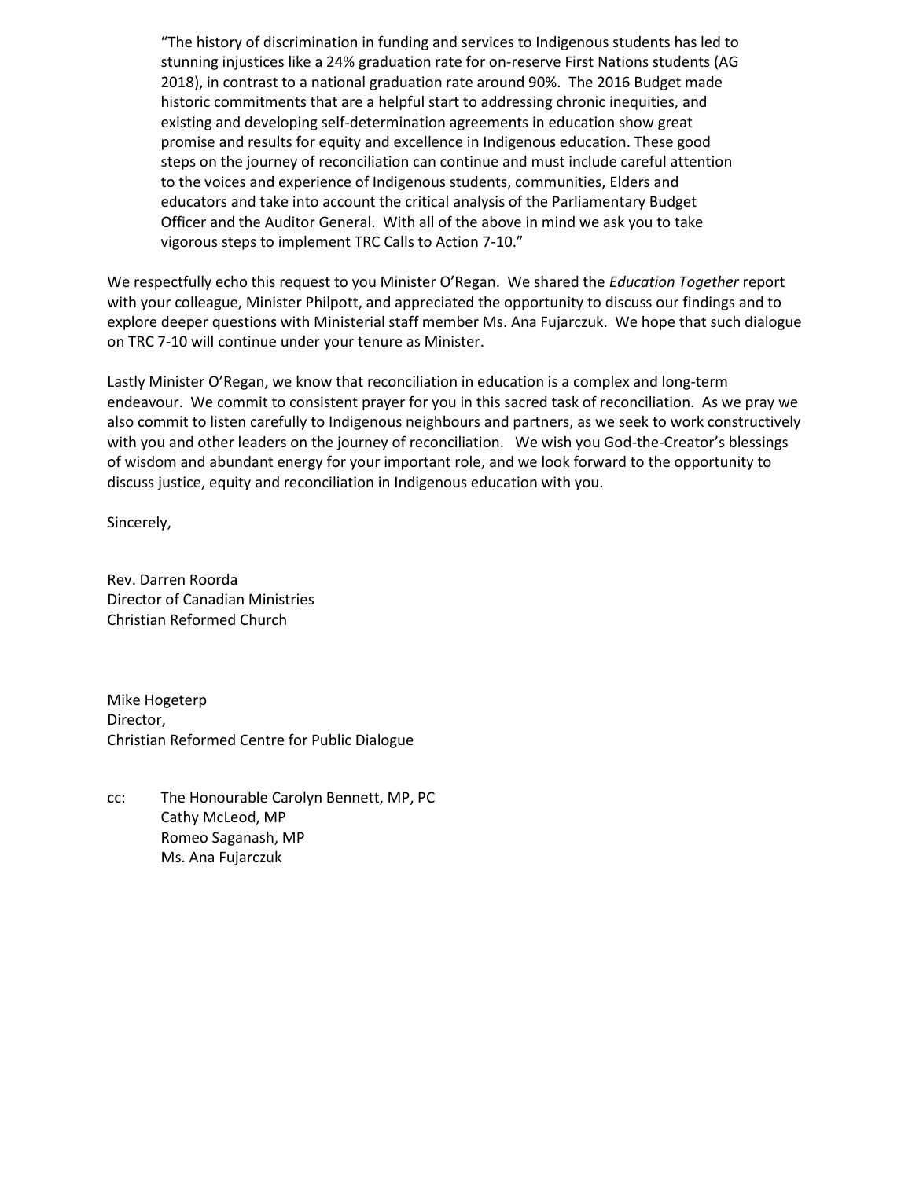> "The history of discrimination in funding and services to Indigenous students has led to stunning injustices like a 24% graduation rate for on-reserve First Nations students (AG 2018), in contrast to a national graduation rate around 90%. The 2016 Budget made historic commitments that are a helpful start to addressing chronic inequities, and existing and developing self-determination agreements in education show great promise and results for equity and excellence in Indigenous education. These good steps on the journey of reconciliation can continue and must include careful attention to the voices and experience of Indigenous students, communities, Elders and educators and take into account the critical analysis of the Parliamentary Budget Officer and the Auditor General. With all of the above in mind we ask you to take vigorous steps to implement TRC Calls to Action 7-10."

We respectfully echo this request to you Minister O'Regan. We shared the *Education Together* report with your colleague, Minister Philpott, and appreciated the opportunity to discuss our findings and to explore deeper questions with Ministerial staff member Ms. Ana Fujarczuk. We hope that such dialogue on TRC 7-10 will continue under your tenure as Minister.

Lastly Minister O'Regan, we know that reconciliation in education is a complex and long-term endeavour. We commit to consistent prayer for you in this sacred task of reconciliation. As we pray we also commit to listen carefully to Indigenous neighbours and partners, as we seek to work constructively with you and other leaders on the journey of reconciliation. We wish you God-the-Creator's blessings of wisdom and abundant energy for your important role, and we look forward to the opportunity to discuss justice, equity and reconciliation in Indigenous education with you.

Sincerely,

Rev. Darren Roorda
Director of Canadian Ministries
Christian Reformed Church

Mike Hogeterp
Director,
Christian Reformed Centre for Public Dialogue

cc: The Honourable Carolyn Bennett, MP, PC
Cathy McLeod, MP
Romeo Saganash, MP
Ms. Ana Fujarczuk